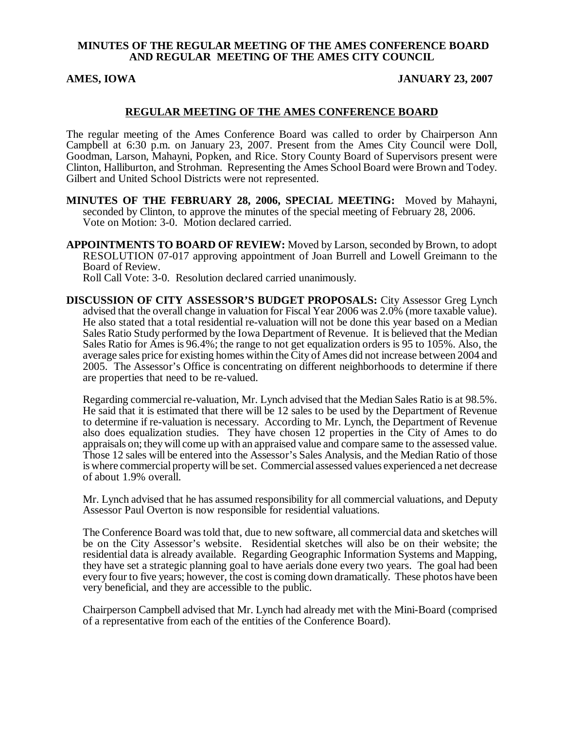**MINUTES OF THE REGULAR MEETING OF THE AMES CONFERENCE BOARD AND REGULAR MEETING OF THE AMES CITY COUNCIL**

**AMES, IOWA JANUARY 23, 2007**

## REGULAR MEETING OF THE AMES CONFERENCE BOARD

The regular meeting of the Ames Conference Board was called to order by Chairperson Ann Campbell at 6:30 p.m. on January 23, 2007. Present from the Ames City Council were Doll, Goodman, Larson, Mahayni, Popken, and Rice. Story County Board of Supervisors present were Clinton, Halliburton, and Strohman. Representing the Ames School Board were Brown and Todey. Gilbert and United School Districts were not represented.

**MINUTES OF THE FEBRUARY 28, 2006, SPECIAL MEETING:** Moved by Mahayni, seconded by Clinton, to approve the minutes of the special meeting of February 28, 2006. Vote on Motion: 3-0. Motion declared carried.

**APPOINTMENTS TO BOARD OF REVIEW:** Moved by Larson, seconded by Brown, to adopt RESOLUTION 07-017 approving appointment of Joan Burrell and Lowell Greimann to the Board of Review.
Roll Call Vote: 3-0. Resolution declared carried unanimously.

**DISCUSSION OF CITY ASSESSOR'S BUDGET PROPOSALS:** City Assessor Greg Lynch advised that the overall change in valuation for Fiscal Year 2006 was 2.0% (more taxable value). He also stated that a total residential re-valuation will not be done this year based on a Median Sales Ratio Study performed by the Iowa Department of Revenue. It is believed that the Median Sales Ratio for Ames is 96.4%; the range to not get equalization orders is 95 to 105%. Also, the average sales price for existing homes within the City of Ames did not increase between 2004 and 2005. The Assessor's Office is concentrating on different neighborhoods to determine if there are properties that need to be re-valued.

Regarding commercial re-valuation, Mr. Lynch advised that the Median Sales Ratio is at 98.5%. He said that it is estimated that there will be 12 sales to be used by the Department of Revenue to determine if re-valuation is necessary. According to Mr. Lynch, the Department of Revenue also does equalization studies. They have chosen 12 properties in the City of Ames to do appraisals on; they will come up with an appraised value and compare same to the assessed value. Those 12 sales will be entered into the Assessor's Sales Analysis, and the Median Ratio of those is where commercial property will be set. Commercial assessed values experienced a net decrease of about 1.9% overall.

Mr. Lynch advised that he has assumed responsibility for all commercial valuations, and Deputy Assessor Paul Overton is now responsible for residential valuations.

The Conference Board was told that, due to new software, all commercial data and sketches will be on the City Assessor's website. Residential sketches will also be on their website; the residential data is already available. Regarding Geographic Information Systems and Mapping, they have set a strategic planning goal to have aerials done every two years. The goal had been every four to five years; however, the cost is coming down dramatically. These photos have been very beneficial, and they are accessible to the public.

Chairperson Campbell advised that Mr. Lynch had already met with the Mini-Board (comprised of a representative from each of the entities of the Conference Board).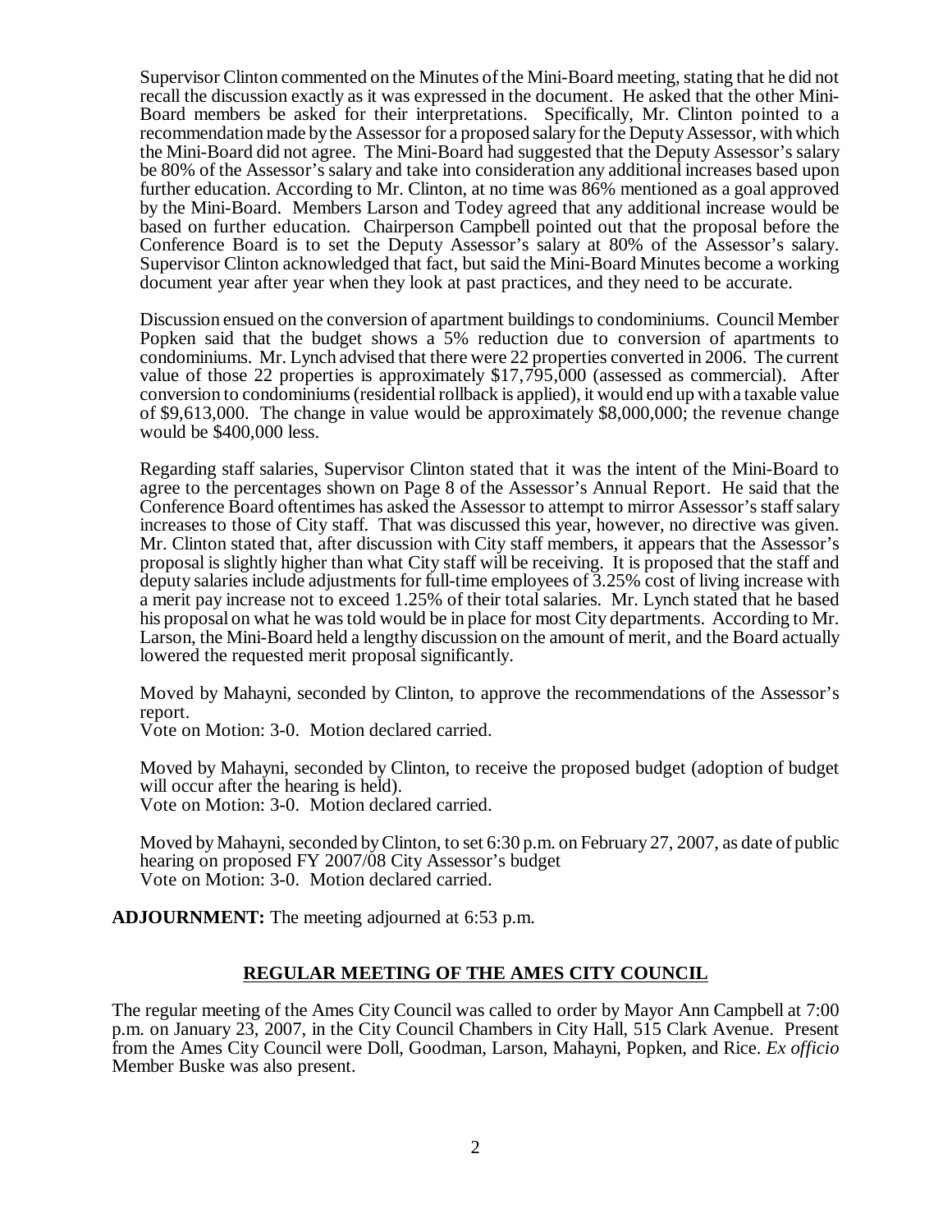Supervisor Clinton commented on the Minutes of the Mini-Board meeting, stating that he did not recall the discussion exactly as it was expressed in the document. He asked that the other Mini-Board members be asked for their interpretations. Specifically, Mr. Clinton pointed to a recommendation made by the Assessor for a proposed salary for the Deputy Assessor, with which the Mini-Board did not agree. The Mini-Board had suggested that the Deputy Assessor's salary be 80% of the Assessor's salary and take into consideration any additional increases based upon further education. According to Mr. Clinton, at no time was 86% mentioned as a goal approved by the Mini-Board. Members Larson and Todey agreed that any additional increase would be based on further education. Chairperson Campbell pointed out that the proposal before the Conference Board is to set the Deputy Assessor's salary at 80% of the Assessor's salary. Supervisor Clinton acknowledged that fact, but said the Mini-Board Minutes become a working document year after year when they look at past practices, and they need to be accurate.

Discussion ensued on the conversion of apartment buildings to condominiums. Council Member Popken said that the budget shows a 5% reduction due to conversion of apartments to condominiums. Mr. Lynch advised that there were 22 properties converted in 2006. The current value of those 22 properties is approximately $17,795,000 (assessed as commercial). After conversion to condominiums (residential rollback is applied), it would end up with a taxable value of $9,613,000. The change in value would be approximately $8,000,000; the revenue change would be $400,000 less.

Regarding staff salaries, Supervisor Clinton stated that it was the intent of the Mini-Board to agree to the percentages shown on Page 8 of the Assessor's Annual Report. He said that the Conference Board oftentimes has asked the Assessor to attempt to mirror Assessor's staff salary increases to those of City staff. That was discussed this year, however, no directive was given. Mr. Clinton stated that, after discussion with City staff members, it appears that the Assessor's proposal is slightly higher than what City staff will be receiving. It is proposed that the staff and deputy salaries include adjustments for full-time employees of 3.25% cost of living increase with a merit pay increase not to exceed 1.25% of their total salaries. Mr. Lynch stated that he based his proposal on what he was told would be in place for most City departments. According to Mr. Larson, the Mini-Board held a lengthy discussion on the amount of merit, and the Board actually lowered the requested merit proposal significantly.

Moved by Mahayni, seconded by Clinton, to approve the recommendations of the Assessor's report.
Vote on Motion: 3-0. Motion declared carried.

Moved by Mahayni, seconded by Clinton, to receive the proposed budget (adoption of budget will occur after the hearing is held).
Vote on Motion: 3-0. Motion declared carried.

Moved by Mahayni, seconded by Clinton, to set 6:30 p.m. on February 27, 2007, as date of public hearing on proposed FY 2007/08 City Assessor's budget
Vote on Motion: 3-0. Motion declared carried.

**ADJOURNMENT:** The meeting adjourned at 6:53 p.m.

## REGULAR MEETING OF THE AMES CITY COUNCIL

The regular meeting of the Ames City Council was called to order by Mayor Ann Campbell at 7:00 p.m. on January 23, 2007, in the City Council Chambers in City Hall, 515 Clark Avenue. Present from the Ames City Council were Doll, Goodman, Larson, Mahayni, Popken, and Rice. *Ex officio* Member Buske was also present.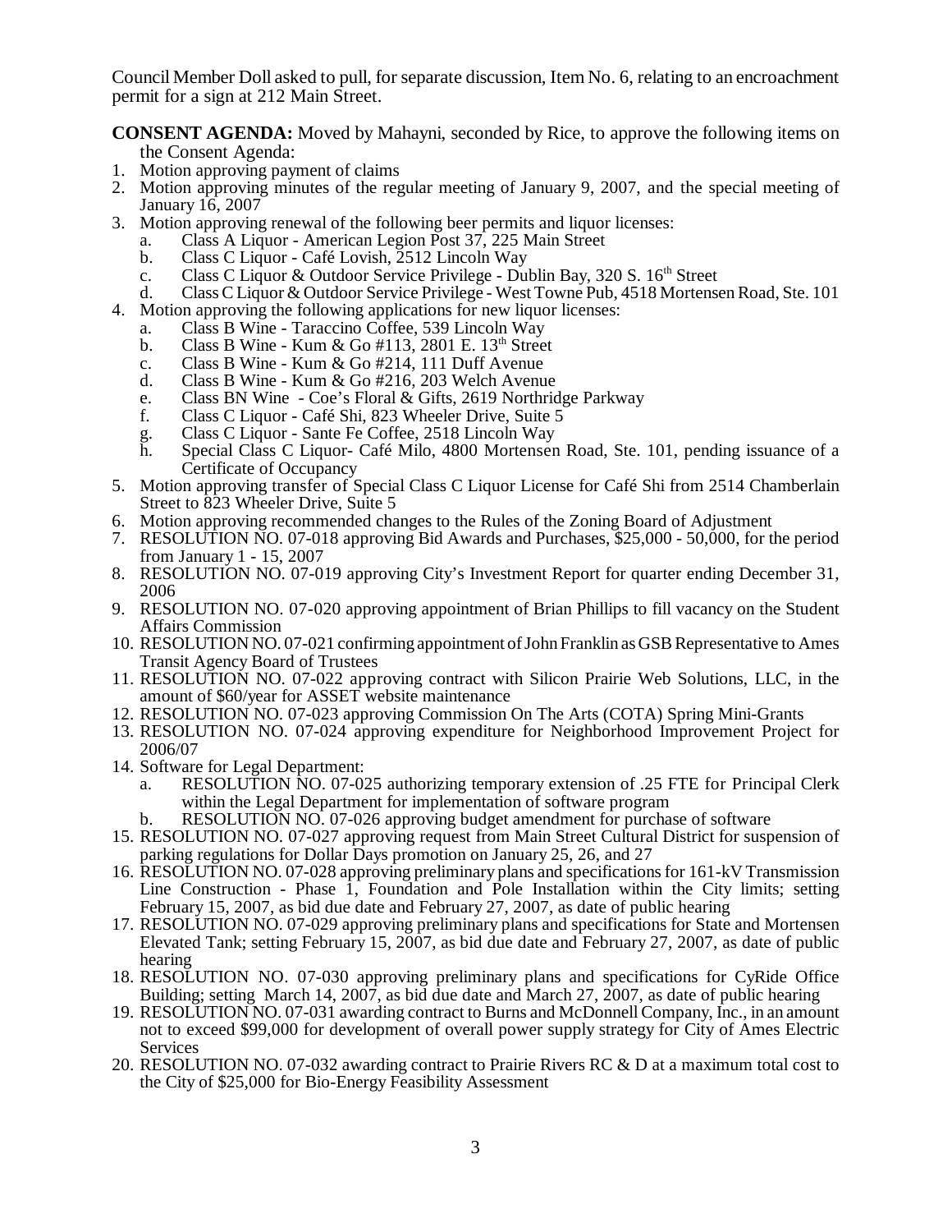Council Member Doll asked to pull, for separate discussion, Item No. 6, relating to an encroachment permit for a sign at 212 Main Street.

**CONSENT AGENDA:** Moved by Mahayni, seconded by Rice, to approve the following items on the Consent Agenda:

1. Motion approving payment of claims
2. Motion approving minutes of the regular meeting of January 9, 2007, and the special meeting of January 16, 2007
3. Motion approving renewal of the following beer permits and liquor licenses:
   a. Class A Liquor - American Legion Post 37, 225 Main Street
   b. Class C Liquor - Café Lovish, 2512 Lincoln Way
   c. Class C Liquor & Outdoor Service Privilege - Dublin Bay, 320 S. 16th Street
   d. Class C Liquor & Outdoor Service Privilege - West Towne Pub, 4518 Mortensen Road, Ste. 101
4. Motion approving the following applications for new liquor licenses:
   a. Class B Wine - Taraccino Coffee, 539 Lincoln Way
   b. Class B Wine - Kum & Go #113, 2801 E. 13th Street
   c. Class B Wine - Kum & Go #214, 111 Duff Avenue
   d. Class B Wine - Kum & Go #216, 203 Welch Avenue
   e. Class BN Wine - Coe's Floral & Gifts, 2619 Northridge Parkway
   f. Class C Liquor - Café Shi, 823 Wheeler Drive, Suite 5
   g. Class C Liquor - Sante Fe Coffee, 2518 Lincoln Way
   h. Special Class C Liquor- Café Milo, 4800 Mortensen Road, Ste. 101, pending issuance of a Certificate of Occupancy
5. Motion approving transfer of Special Class C Liquor License for Café Shi from 2514 Chamberlain Street to 823 Wheeler Drive, Suite 5
6. Motion approving recommended changes to the Rules of the Zoning Board of Adjustment
7. RESOLUTION NO. 07-018 approving Bid Awards and Purchases, $25,000 - 50,000, for the period from January 1 - 15, 2007
8. RESOLUTION NO. 07-019 approving City's Investment Report for quarter ending December 31, 2006
9. RESOLUTION NO. 07-020 approving appointment of Brian Phillips to fill vacancy on the Student Affairs Commission
10. RESOLUTION NO. 07-021 confirming appointment of John Franklin as GSB Representative to Ames Transit Agency Board of Trustees
11. RESOLUTION NO. 07-022 approving contract with Silicon Prairie Web Solutions, LLC, in the amount of $60/year for ASSET website maintenance
12. RESOLUTION NO. 07-023 approving Commission On The Arts (COTA) Spring Mini-Grants
13. RESOLUTION NO. 07-024 approving expenditure for Neighborhood Improvement Project for 2006/07
14. Software for Legal Department:
    a. RESOLUTION NO. 07-025 authorizing temporary extension of .25 FTE for Principal Clerk within the Legal Department for implementation of software program
    b. RESOLUTION NO. 07-026 approving budget amendment for purchase of software
15. RESOLUTION NO. 07-027 approving request from Main Street Cultural District for suspension of parking regulations for Dollar Days promotion on January 25, 26, and 27
16. RESOLUTION NO. 07-028 approving preliminary plans and specifications for 161-kV Transmission Line Construction - Phase 1, Foundation and Pole Installation within the City limits; setting February 15, 2007, as bid due date and February 27, 2007, as date of public hearing
17. RESOLUTION NO. 07-029 approving preliminary plans and specifications for State and Mortensen Elevated Tank; setting February 15, 2007, as bid due date and February 27, 2007, as date of public hearing
18. RESOLUTION NO. 07-030 approving preliminary plans and specifications for CyRide Office Building; setting March 14, 2007, as bid due date and March 27, 2007, as date of public hearing
19. RESOLUTION NO. 07-031 awarding contract to Burns and McDonnell Company, Inc., in an amount not to exceed $99,000 for development of overall power supply strategy for City of Ames Electric Services
20. RESOLUTION NO. 07-032 awarding contract to Prairie Rivers RC & D at a maximum total cost to the City of $25,000 for Bio-Energy Feasibility Assessment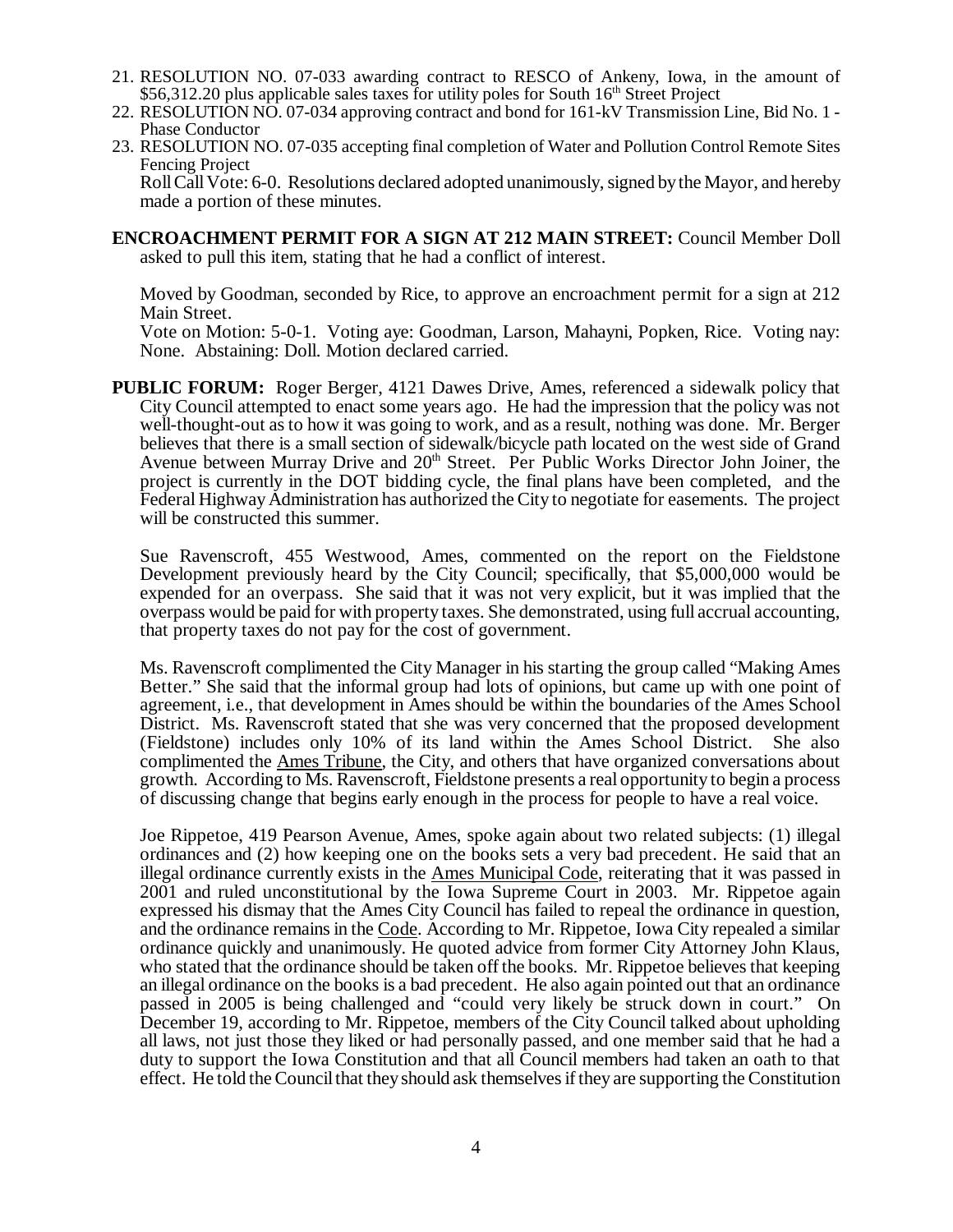21. RESOLUTION NO. 07-033 awarding contract to RESCO of Ankeny, Iowa, in the amount of \$56,312.20 plus applicable sales taxes for utility poles for South 16th Street Project
22. RESOLUTION NO. 07-034 approving contract and bond for 161-kV Transmission Line, Bid No. 1 - Phase Conductor
23. RESOLUTION NO. 07-035 accepting final completion of Water and Pollution Control Remote Sites Fencing Project

Roll Call Vote: 6-0. Resolutions declared adopted unanimously, signed by the Mayor, and hereby made a portion of these minutes.

**ENCROACHMENT PERMIT FOR A SIGN AT 212 MAIN STREET:** Council Member Doll asked to pull this item, stating that he had a conflict of interest.

Moved by Goodman, seconded by Rice, to approve an encroachment permit for a sign at 212 Main Street.

Vote on Motion: 5-0-1. Voting aye: Goodman, Larson, Mahayni, Popken, Rice. Voting nay: None. Abstaining: Doll. Motion declared carried.

**PUBLIC FORUM:** Roger Berger, 4121 Dawes Drive, Ames, referenced a sidewalk policy that City Council attempted to enact some years ago. He had the impression that the policy was not well-thought-out as to how it was going to work, and as a result, nothing was done. Mr. Berger believes that there is a small section of sidewalk/bicycle path located on the west side of Grand Avenue between Murray Drive and 20th Street. Per Public Works Director John Joiner, the project is currently in the DOT bidding cycle, the final plans have been completed, and the Federal Highway Administration has authorized the City to negotiate for easements. The project will be constructed this summer.

Sue Ravenscroft, 455 Westwood, Ames, commented on the report on the Fieldstone Development previously heard by the City Council; specifically, that \$5,000,000 would be expended for an overpass. She said that it was not very explicit, but it was implied that the overpass would be paid for with property taxes. She demonstrated, using full accrual accounting, that property taxes do not pay for the cost of government.

Ms. Ravenscroft complimented the City Manager in his starting the group called "Making Ames Better." She said that the informal group had lots of opinions, but came up with one point of agreement, i.e., that development in Ames should be within the boundaries of the Ames School District. Ms. Ravenscroft stated that she was very concerned that the proposed development (Fieldstone) includes only 10% of its land within the Ames School District. She also complimented the Ames Tribune, the City, and others that have organized conversations about growth. According to Ms. Ravenscroft, Fieldstone presents a real opportunity to begin a process of discussing change that begins early enough in the process for people to have a real voice.

Joe Rippetoe, 419 Pearson Avenue, Ames, spoke again about two related subjects: (1) illegal ordinances and (2) how keeping one on the books sets a very bad precedent. He said that an illegal ordinance currently exists in the Ames Municipal Code, reiterating that it was passed in 2001 and ruled unconstitutional by the Iowa Supreme Court in 2003. Mr. Rippetoe again expressed his dismay that the Ames City Council has failed to repeal the ordinance in question, and the ordinance remains in the Code. According to Mr. Rippetoe, Iowa City repealed a similar ordinance quickly and unanimously. He quoted advice from former City Attorney John Klaus, who stated that the ordinance should be taken off the books. Mr. Rippetoe believes that keeping an illegal ordinance on the books is a bad precedent. He also again pointed out that an ordinance passed in 2005 is being challenged and "could very likely be struck down in court." On December 19, according to Mr. Rippetoe, members of the City Council talked about upholding all laws, not just those they liked or had personally passed, and one member said that he had a duty to support the Iowa Constitution and that all Council members had taken an oath to that effect. He told the Council that they should ask themselves if they are supporting the Constitution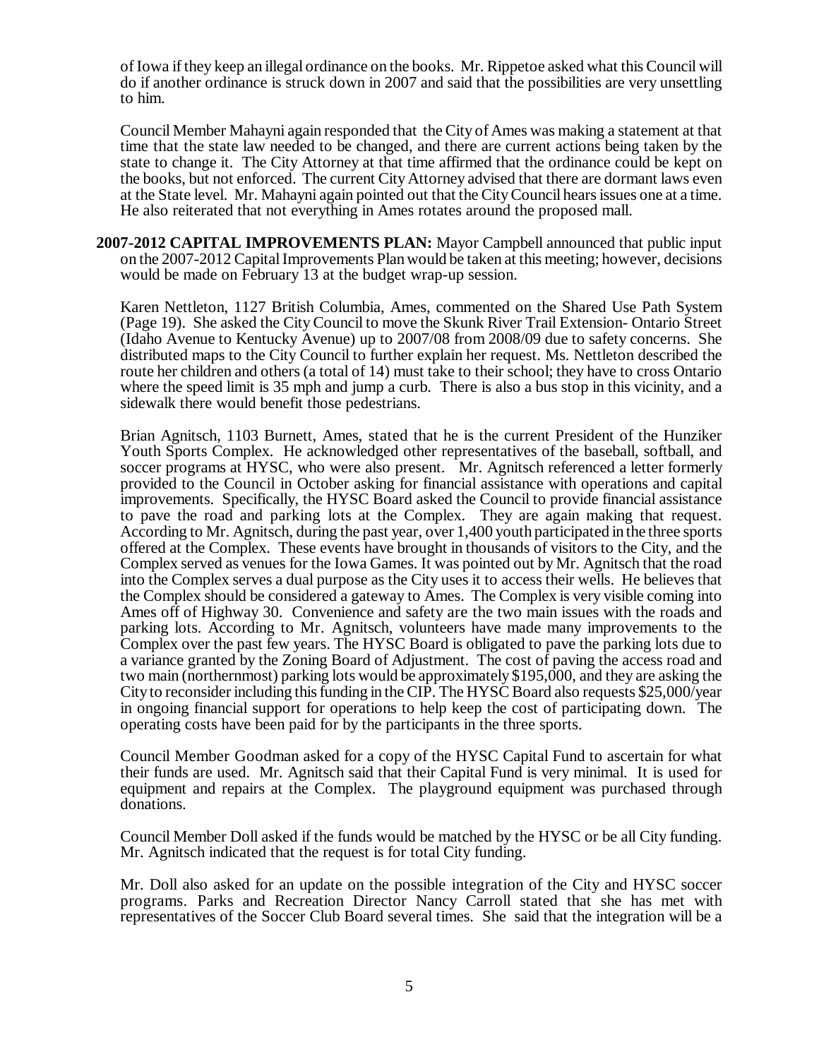of Iowa if they keep an illegal ordinance on the books. Mr. Rippetoe asked what this Council will do if another ordinance is struck down in 2007 and said that the possibilities are very unsettling to him.

Council Member Mahayni again responded that the City of Ames was making a statement at that time that the state law needed to be changed, and there are current actions being taken by the state to change it. The City Attorney at that time affirmed that the ordinance could be kept on the books, but not enforced. The current City Attorney advised that there are dormant laws even at the State level. Mr. Mahayni again pointed out that the City Council hears issues one at a time. He also reiterated that not everything in Ames rotates around the proposed mall.

**2007-2012 CAPITAL IMPROVEMENTS PLAN:** Mayor Campbell announced that public input on the 2007-2012 Capital Improvements Plan would be taken at this meeting; however, decisions would be made on February 13 at the budget wrap-up session.

Karen Nettleton, 1127 British Columbia, Ames, commented on the Shared Use Path System (Page 19). She asked the City Council to move the Skunk River Trail Extension- Ontario Street (Idaho Avenue to Kentucky Avenue) up to 2007/08 from 2008/09 due to safety concerns. She distributed maps to the City Council to further explain her request. Ms. Nettleton described the route her children and others (a total of 14) must take to their school; they have to cross Ontario where the speed limit is 35 mph and jump a curb. There is also a bus stop in this vicinity, and a sidewalk there would benefit those pedestrians.

Brian Agnitsch, 1103 Burnett, Ames, stated that he is the current President of the Hunziker Youth Sports Complex. He acknowledged other representatives of the baseball, softball, and soccer programs at HYSC, who were also present. Mr. Agnitsch referenced a letter formerly provided to the Council in October asking for financial assistance with operations and capital improvements. Specifically, the HYSC Board asked the Council to provide financial assistance to pave the road and parking lots at the Complex. They are again making that request. According to Mr. Agnitsch, during the past year, over 1,400 youth participated in the three sports offered at the Complex. These events have brought in thousands of visitors to the City, and the Complex served as venues for the Iowa Games. It was pointed out by Mr. Agnitsch that the road into the Complex serves a dual purpose as the City uses it to access their wells. He believes that the Complex should be considered a gateway to Ames. The Complex is very visible coming into Ames off of Highway 30. Convenience and safety are the two main issues with the roads and parking lots. According to Mr. Agnitsch, volunteers have made many improvements to the Complex over the past few years. The HYSC Board is obligated to pave the parking lots due to a variance granted by the Zoning Board of Adjustment. The cost of paving the access road and two main (northernmost) parking lots would be approximately $195,000, and they are asking the City to reconsider including this funding in the CIP. The HYSC Board also requests $25,000/year in ongoing financial support for operations to help keep the cost of participating down. The operating costs have been paid for by the participants in the three sports.

Council Member Goodman asked for a copy of the HYSC Capital Fund to ascertain for what their funds are used. Mr. Agnitsch said that their Capital Fund is very minimal. It is used for equipment and repairs at the Complex. The playground equipment was purchased through donations.

Council Member Doll asked if the funds would be matched by the HYSC or be all City funding. Mr. Agnitsch indicated that the request is for total City funding.

Mr. Doll also asked for an update on the possible integration of the City and HYSC soccer programs. Parks and Recreation Director Nancy Carroll stated that she has met with representatives of the Soccer Club Board several times. She said that the integration will be a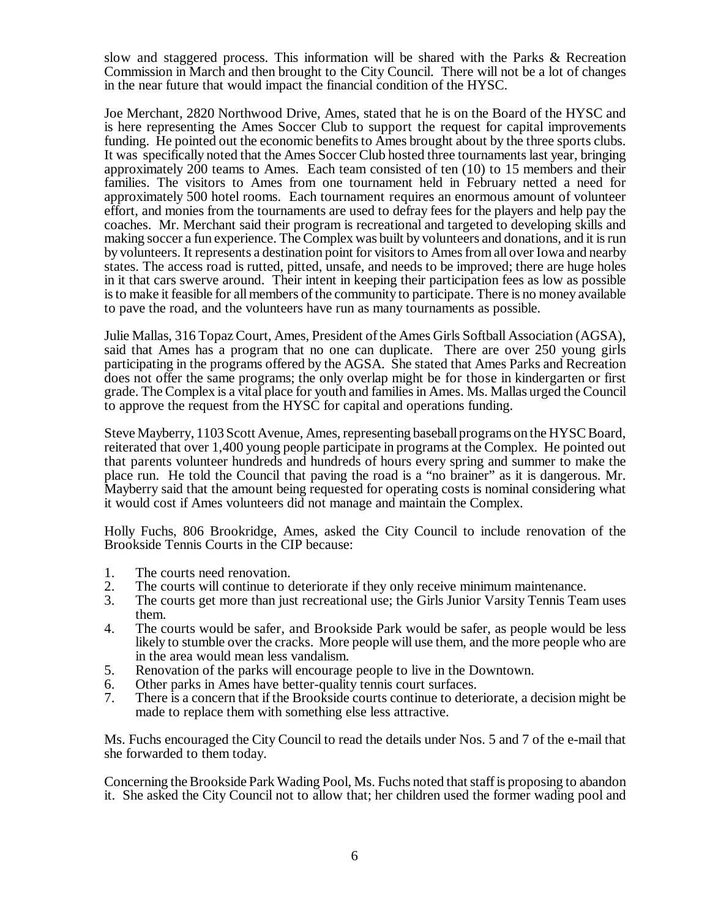slow and staggered process. This information will be shared with the Parks & Recreation Commission in March and then brought to the City Council. There will not be a lot of changes in the near future that would impact the financial condition of the HYSC.

Joe Merchant, 2820 Northwood Drive, Ames, stated that he is on the Board of the HYSC and is here representing the Ames Soccer Club to support the request for capital improvements funding. He pointed out the economic benefits to Ames brought about by the three sports clubs. It was specifically noted that the Ames Soccer Club hosted three tournaments last year, bringing approximately 200 teams to Ames. Each team consisted of ten (10) to 15 members and their families. The visitors to Ames from one tournament held in February netted a need for approximately 500 hotel rooms. Each tournament requires an enormous amount of volunteer effort, and monies from the tournaments are used to defray fees for the players and help pay the coaches. Mr. Merchant said their program is recreational and targeted to developing skills and making soccer a fun experience. The Complex was built by volunteers and donations, and it is run by volunteers. It represents a destination point for visitors to Ames from all over Iowa and nearby states. The access road is rutted, pitted, unsafe, and needs to be improved; there are huge holes in it that cars swerve around. Their intent in keeping their participation fees as low as possible is to make it feasible for all members of the community to participate. There is no money available to pave the road, and the volunteers have run as many tournaments as possible.

Julie Mallas, 316 Topaz Court, Ames, President of the Ames Girls Softball Association (AGSA), said that Ames has a program that no one can duplicate. There are over 250 young girls participating in the programs offered by the AGSA. She stated that Ames Parks and Recreation does not offer the same programs; the only overlap might be for those in kindergarten or first grade. The Complex is a vital place for youth and families in Ames. Ms. Mallas urged the Council to approve the request from the HYSC for capital and operations funding.

Steve Mayberry, 1103 Scott Avenue, Ames, representing baseball programs on the HYSC Board, reiterated that over 1,400 young people participate in programs at the Complex. He pointed out that parents volunteer hundreds and hundreds of hours every spring and summer to make the place run. He told the Council that paving the road is a "no brainer" as it is dangerous. Mr. Mayberry said that the amount being requested for operating costs is nominal considering what it would cost if Ames volunteers did not manage and maintain the Complex.

Holly Fuchs, 806 Brookridge, Ames, asked the City Council to include renovation of the Brookside Tennis Courts in the CIP because:

1. The courts need renovation.
2. The courts will continue to deteriorate if they only receive minimum maintenance.
3. The courts get more than just recreational use; the Girls Junior Varsity Tennis Team uses them.
4. The courts would be safer, and Brookside Park would be safer, as people would be less likely to stumble over the cracks. More people will use them, and the more people who are in the area would mean less vandalism.
5. Renovation of the parks will encourage people to live in the Downtown.
6. Other parks in Ames have better-quality tennis court surfaces.
7. There is a concern that if the Brookside courts continue to deteriorate, a decision might be made to replace them with something else less attractive.

Ms. Fuchs encouraged the City Council to read the details under Nos. 5 and 7 of the e-mail that she forwarded to them today.

Concerning the Brookside Park Wading Pool, Ms. Fuchs noted that staff is proposing to abandon it. She asked the City Council not to allow that; her children used the former wading pool and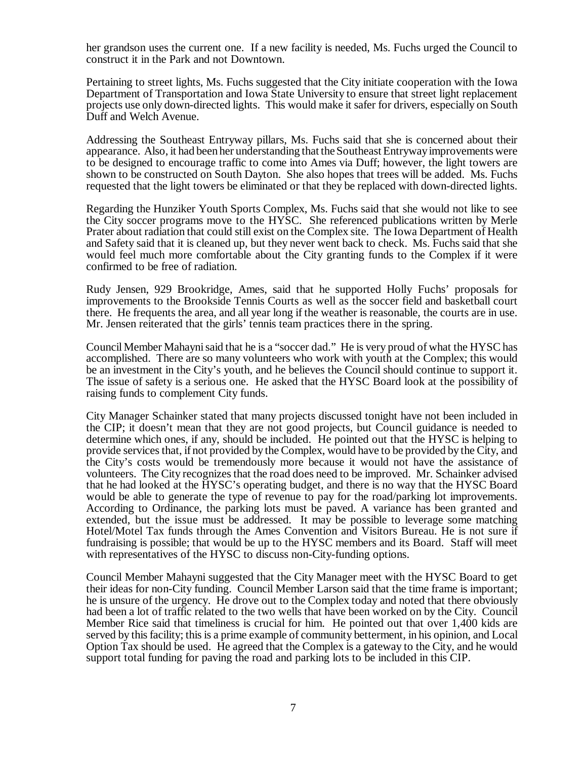her grandson uses the current one. If a new facility is needed, Ms. Fuchs urged the Council to construct it in the Park and not Downtown.

Pertaining to street lights, Ms. Fuchs suggested that the City initiate cooperation with the Iowa Department of Transportation and Iowa State University to ensure that street light replacement projects use only down-directed lights. This would make it safer for drivers, especially on South Duff and Welch Avenue.

Addressing the Southeast Entryway pillars, Ms. Fuchs said that she is concerned about their appearance. Also, it had been her understanding that the Southeast Entryway improvements were to be designed to encourage traffic to come into Ames via Duff; however, the light towers are shown to be constructed on South Dayton. She also hopes that trees will be added. Ms. Fuchs requested that the light towers be eliminated or that they be replaced with down-directed lights.

Regarding the Hunziker Youth Sports Complex, Ms. Fuchs said that she would not like to see the City soccer programs move to the HYSC. She referenced publications written by Merle Prater about radiation that could still exist on the Complex site. The Iowa Department of Health and Safety said that it is cleaned up, but they never went back to check. Ms. Fuchs said that she would feel much more comfortable about the City granting funds to the Complex if it were confirmed to be free of radiation.

Rudy Jensen, 929 Brookridge, Ames, said that he supported Holly Fuchs' proposals for improvements to the Brookside Tennis Courts as well as the soccer field and basketball court there. He frequents the area, and all year long if the weather is reasonable, the courts are in use. Mr. Jensen reiterated that the girls' tennis team practices there in the spring.

Council Member Mahayni said that he is a "soccer dad." He is very proud of what the HYSC has accomplished. There are so many volunteers who work with youth at the Complex; this would be an investment in the City's youth, and he believes the Council should continue to support it. The issue of safety is a serious one. He asked that the HYSC Board look at the possibility of raising funds to complement City funds.

City Manager Schainker stated that many projects discussed tonight have not been included in the CIP; it doesn't mean that they are not good projects, but Council guidance is needed to determine which ones, if any, should be included. He pointed out that the HYSC is helping to provide services that, if not provided by the Complex, would have to be provided by the City, and the City's costs would be tremendously more because it would not have the assistance of volunteers. The City recognizes that the road does need to be improved. Mr. Schainker advised that he had looked at the HYSC's operating budget, and there is no way that the HYSC Board would be able to generate the type of revenue to pay for the road/parking lot improvements. According to Ordinance, the parking lots must be paved. A variance has been granted and extended, but the issue must be addressed. It may be possible to leverage some matching Hotel/Motel Tax funds through the Ames Convention and Visitors Bureau. He is not sure if fundraising is possible; that would be up to the HYSC members and its Board. Staff will meet with representatives of the HYSC to discuss non-City-funding options.

Council Member Mahayni suggested that the City Manager meet with the HYSC Board to get their ideas for non-City funding. Council Member Larson said that the time frame is important; he is unsure of the urgency. He drove out to the Complex today and noted that there obviously had been a lot of traffic related to the two wells that have been worked on by the City. Council Member Rice said that timeliness is crucial for him. He pointed out that over 1,400 kids are served by this facility; this is a prime example of community betterment, in his opinion, and Local Option Tax should be used. He agreed that the Complex is a gateway to the City, and he would support total funding for paving the road and parking lots to be included in this CIP.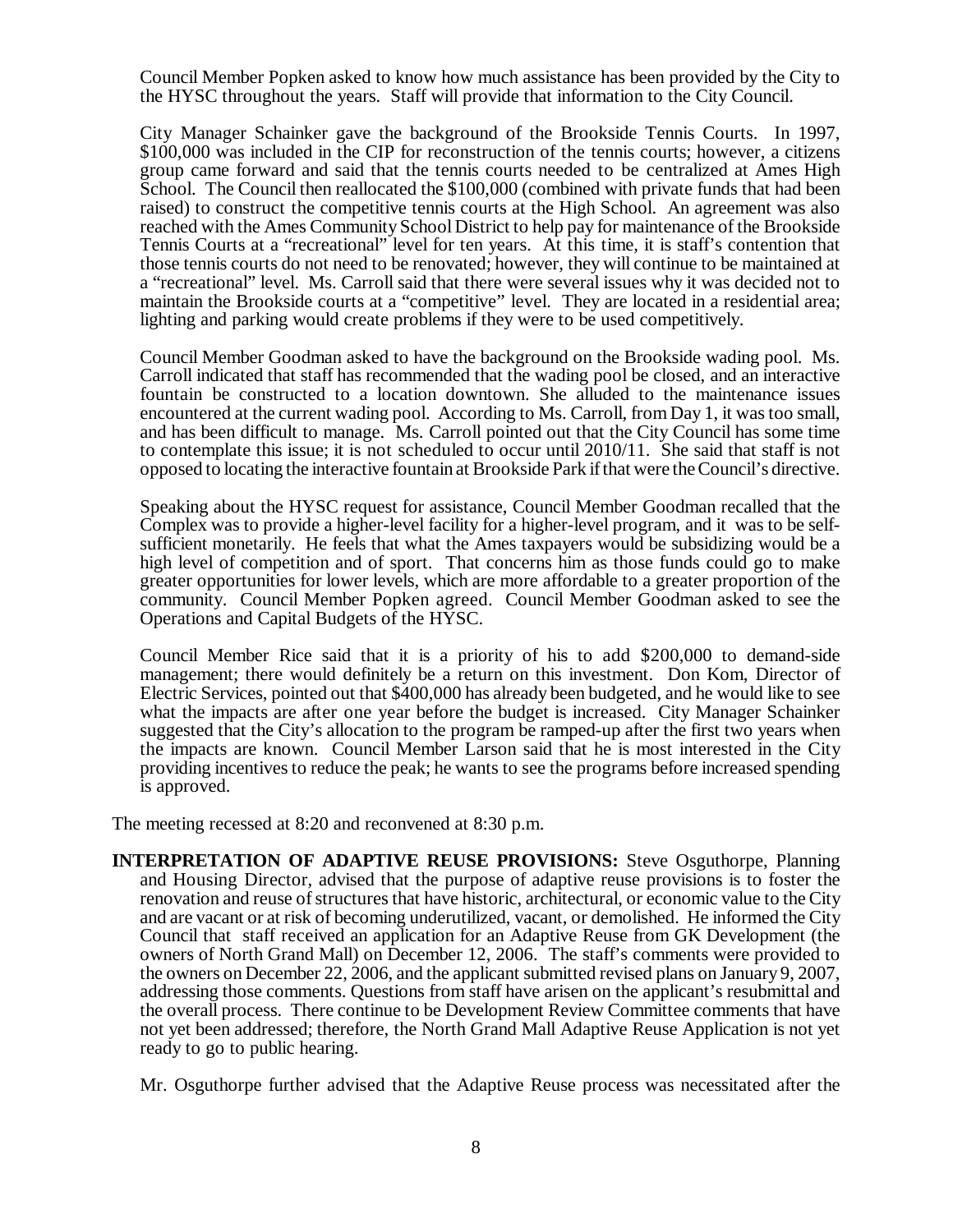Council Member Popken asked to know how much assistance has been provided by the City to the HYSC throughout the years. Staff will provide that information to the City Council.

City Manager Schainker gave the background of the Brookside Tennis Courts. In 1997, \$100,000 was included in the CIP for reconstruction of the tennis courts; however, a citizens group came forward and said that the tennis courts needed to be centralized at Ames High School. The Council then reallocated the \$100,000 (combined with private funds that had been raised) to construct the competitive tennis courts at the High School. An agreement was also reached with the Ames Community School District to help pay for maintenance of the Brookside Tennis Courts at a "recreational" level for ten years. At this time, it is staff's contention that those tennis courts do not need to be renovated; however, they will continue to be maintained at a "recreational" level. Ms. Carroll said that there were several issues why it was decided not to maintain the Brookside courts at a "competitive" level. They are located in a residential area; lighting and parking would create problems if they were to be used competitively.

Council Member Goodman asked to have the background on the Brookside wading pool. Ms. Carroll indicated that staff has recommended that the wading pool be closed, and an interactive fountain be constructed to a location downtown. She alluded to the maintenance issues encountered at the current wading pool. According to Ms. Carroll, from Day 1, it was too small, and has been difficult to manage. Ms. Carroll pointed out that the City Council has some time to contemplate this issue; it is not scheduled to occur until 2010/11. She said that staff is not opposed to locating the interactive fountain at Brookside Park if that were the Council's directive.

Speaking about the HYSC request for assistance, Council Member Goodman recalled that the Complex was to provide a higher-level facility for a higher-level program, and it was to be self-sufficient monetarily. He feels that what the Ames taxpayers would be subsidizing would be a high level of competition and of sport. That concerns him as those funds could go to make greater opportunities for lower levels, which are more affordable to a greater proportion of the community. Council Member Popken agreed. Council Member Goodman asked to see the Operations and Capital Budgets of the HYSC.

Council Member Rice said that it is a priority of his to add \$200,000 to demand-side management; there would definitely be a return on this investment. Don Kom, Director of Electric Services, pointed out that \$400,000 has already been budgeted, and he would like to see what the impacts are after one year before the budget is increased. City Manager Schainker suggested that the City's allocation to the program be ramped-up after the first two years when the impacts are known. Council Member Larson said that he is most interested in the City providing incentives to reduce the peak; he wants to see the programs before increased spending is approved.

The meeting recessed at 8:20 and reconvened at 8:30 p.m.

**INTERPRETATION OF ADAPTIVE REUSE PROVISIONS:** Steve Osguthorpe, Planning and Housing Director, advised that the purpose of adaptive reuse provisions is to foster the renovation and reuse of structures that have historic, architectural, or economic value to the City and are vacant or at risk of becoming underutilized, vacant, or demolished. He informed the City Council that staff received an application for an Adaptive Reuse from GK Development (the owners of North Grand Mall) on December 12, 2006. The staff's comments were provided to the owners on December 22, 2006, and the applicant submitted revised plans on January 9, 2007, addressing those comments. Questions from staff have arisen on the applicant's resubmittal and the overall process. There continue to be Development Review Committee comments that have not yet been addressed; therefore, the North Grand Mall Adaptive Reuse Application is not yet ready to go to public hearing.

Mr. Osguthorpe further advised that the Adaptive Reuse process was necessitated after the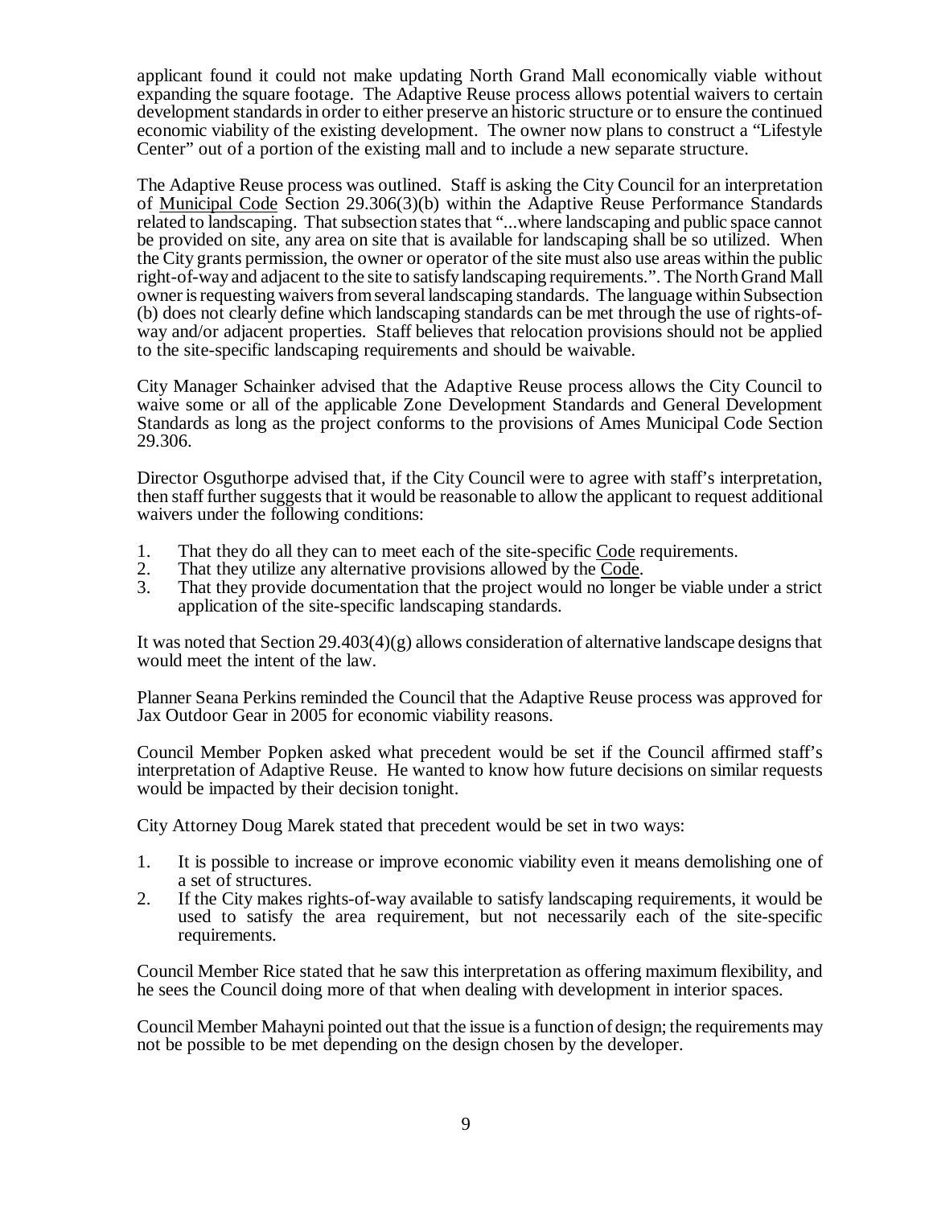applicant found it could not make updating North Grand Mall economically viable without expanding the square footage. The Adaptive Reuse process allows potential waivers to certain development standards in order to either preserve an historic structure or to ensure the continued economic viability of the existing development. The owner now plans to construct a "Lifestyle Center" out of a portion of the existing mall and to include a new separate structure.

The Adaptive Reuse process was outlined. Staff is asking the City Council for an interpretation of Municipal Code Section 29.306(3)(b) within the Adaptive Reuse Performance Standards related to landscaping. That subsection states that "...where landscaping and public space cannot be provided on site, any area on site that is available for landscaping shall be so utilized. When the City grants permission, the owner or operator of the site must also use areas within the public right-of-way and adjacent to the site to satisfy landscaping requirements.". The North Grand Mall owner is requesting waivers from several landscaping standards. The language within Subsection (b) does not clearly define which landscaping standards can be met through the use of rights-of-way and/or adjacent properties. Staff believes that relocation provisions should not be applied to the site-specific landscaping requirements and should be waivable.

City Manager Schainker advised that the Adaptive Reuse process allows the City Council to waive some or all of the applicable Zone Development Standards and General Development Standards as long as the project conforms to the provisions of Ames Municipal Code Section 29.306.

Director Osguthorpe advised that, if the City Council were to agree with staff's interpretation, then staff further suggests that it would be reasonable to allow the applicant to request additional waivers under the following conditions:

1. That they do all they can to meet each of the site-specific Code requirements.
2. That they utilize any alternative provisions allowed by the Code.
3. That they provide documentation that the project would no longer be viable under a strict application of the site-specific landscaping standards.

It was noted that Section 29.403(4)(g) allows consideration of alternative landscape designs that would meet the intent of the law.

Planner Seana Perkins reminded the Council that the Adaptive Reuse process was approved for Jax Outdoor Gear in 2005 for economic viability reasons.

Council Member Popken asked what precedent would be set if the Council affirmed staff's interpretation of Adaptive Reuse. He wanted to know how future decisions on similar requests would be impacted by their decision tonight.

City Attorney Doug Marek stated that precedent would be set in two ways:

1. It is possible to increase or improve economic viability even it means demolishing one of a set of structures.
2. If the City makes rights-of-way available to satisfy landscaping requirements, it would be used to satisfy the area requirement, but not necessarily each of the site-specific requirements.

Council Member Rice stated that he saw this interpretation as offering maximum flexibility, and he sees the Council doing more of that when dealing with development in interior spaces.

Council Member Mahayni pointed out that the issue is a function of design; the requirements may not be possible to be met depending on the design chosen by the developer.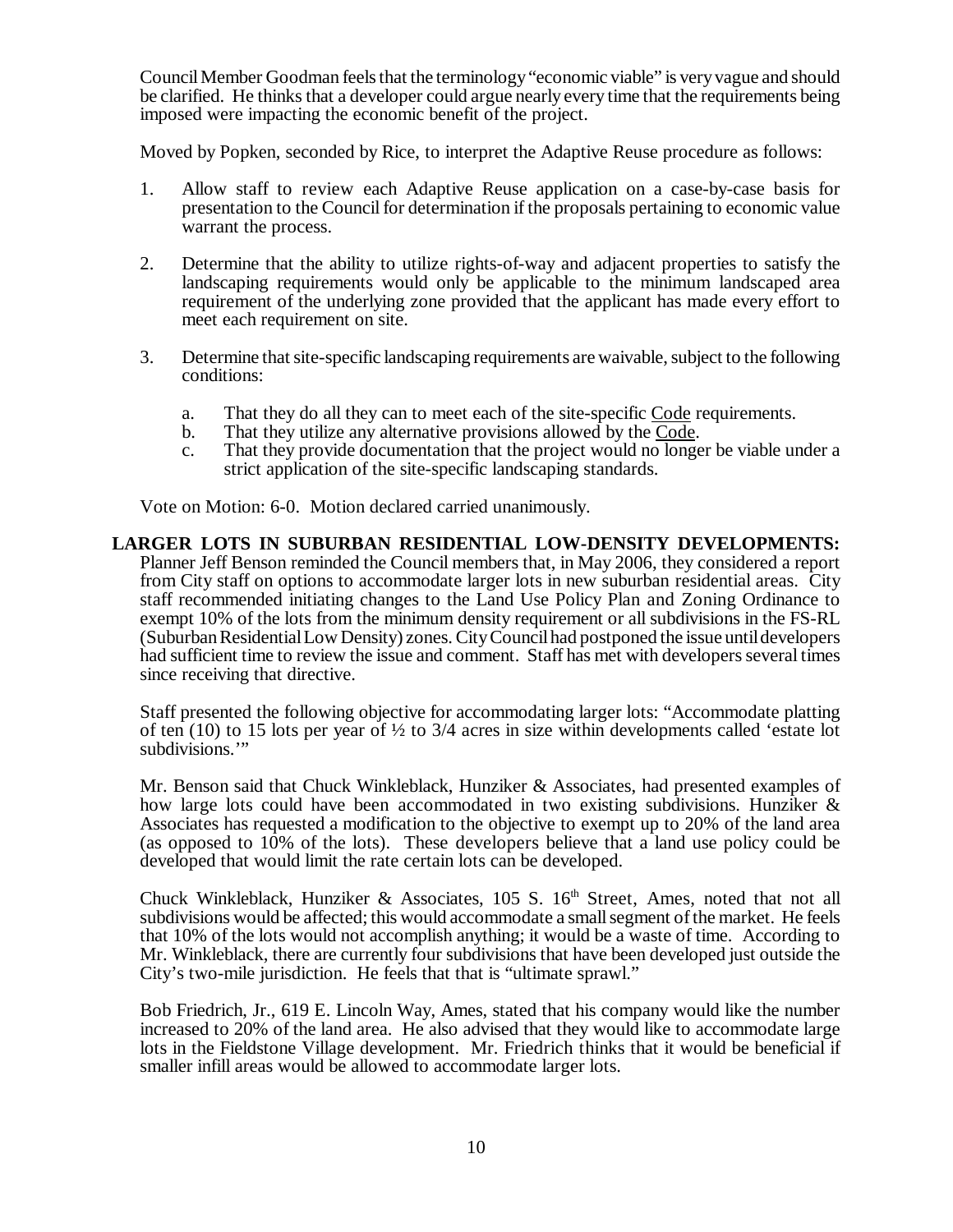Council Member Goodman feels that the terminology "economic viable" is very vague and should be clarified. He thinks that a developer could argue nearly every time that the requirements being imposed were impacting the economic benefit of the project.

Moved by Popken, seconded by Rice, to interpret the Adaptive Reuse procedure as follows:

1. Allow staff to review each Adaptive Reuse application on a case-by-case basis for presentation to the Council for determination if the proposals pertaining to economic value warrant the process.
2. Determine that the ability to utilize rights-of-way and adjacent properties to satisfy the landscaping requirements would only be applicable to the minimum landscaped area requirement of the underlying zone provided that the applicant has made every effort to meet each requirement on site.
3. Determine that site-specific landscaping requirements are waivable, subject to the following conditions:
   a. That they do all they can to meet each of the site-specific Code requirements.
   b. That they utilize any alternative provisions allowed by the Code.
   c. That they provide documentation that the project would no longer be viable under a strict application of the site-specific landscaping standards.

Vote on Motion: 6-0. Motion declared carried unanimously.

**LARGER LOTS IN SUBURBAN RESIDENTIAL LOW-DENSITY DEVELOPMENTS:** Planner Jeff Benson reminded the Council members that, in May 2006, they considered a report from City staff on options to accommodate larger lots in new suburban residential areas. City staff recommended initiating changes to the Land Use Policy Plan and Zoning Ordinance to exempt 10% of the lots from the minimum density requirement or all subdivisions in the FS-RL (Suburban Residential Low Density) zones. City Council had postponed the issue until developers had sufficient time to review the issue and comment. Staff has met with developers several times since receiving that directive.

Staff presented the following objective for accommodating larger lots: "Accommodate platting of ten (10) to 15 lots per year of ½ to 3/4 acres in size within developments called 'estate lot subdivisions.'"

Mr. Benson said that Chuck Winkleblack, Hunziker & Associates, had presented examples of how large lots could have been accommodated in two existing subdivisions. Hunziker & Associates has requested a modification to the objective to exempt up to 20% of the land area (as opposed to 10% of the lots). These developers believe that a land use policy could be developed that would limit the rate certain lots can be developed.

Chuck Winkleblack, Hunziker & Associates, 105 S. 16th Street, Ames, noted that not all subdivisions would be affected; this would accommodate a small segment of the market. He feels that 10% of the lots would not accomplish anything; it would be a waste of time. According to Mr. Winkleblack, there are currently four subdivisions that have been developed just outside the City's two-mile jurisdiction. He feels that that is "ultimate sprawl."

Bob Friedrich, Jr., 619 E. Lincoln Way, Ames, stated that his company would like the number increased to 20% of the land area. He also advised that they would like to accommodate large lots in the Fieldstone Village development. Mr. Friedrich thinks that it would be beneficial if smaller infill areas would be allowed to accommodate larger lots.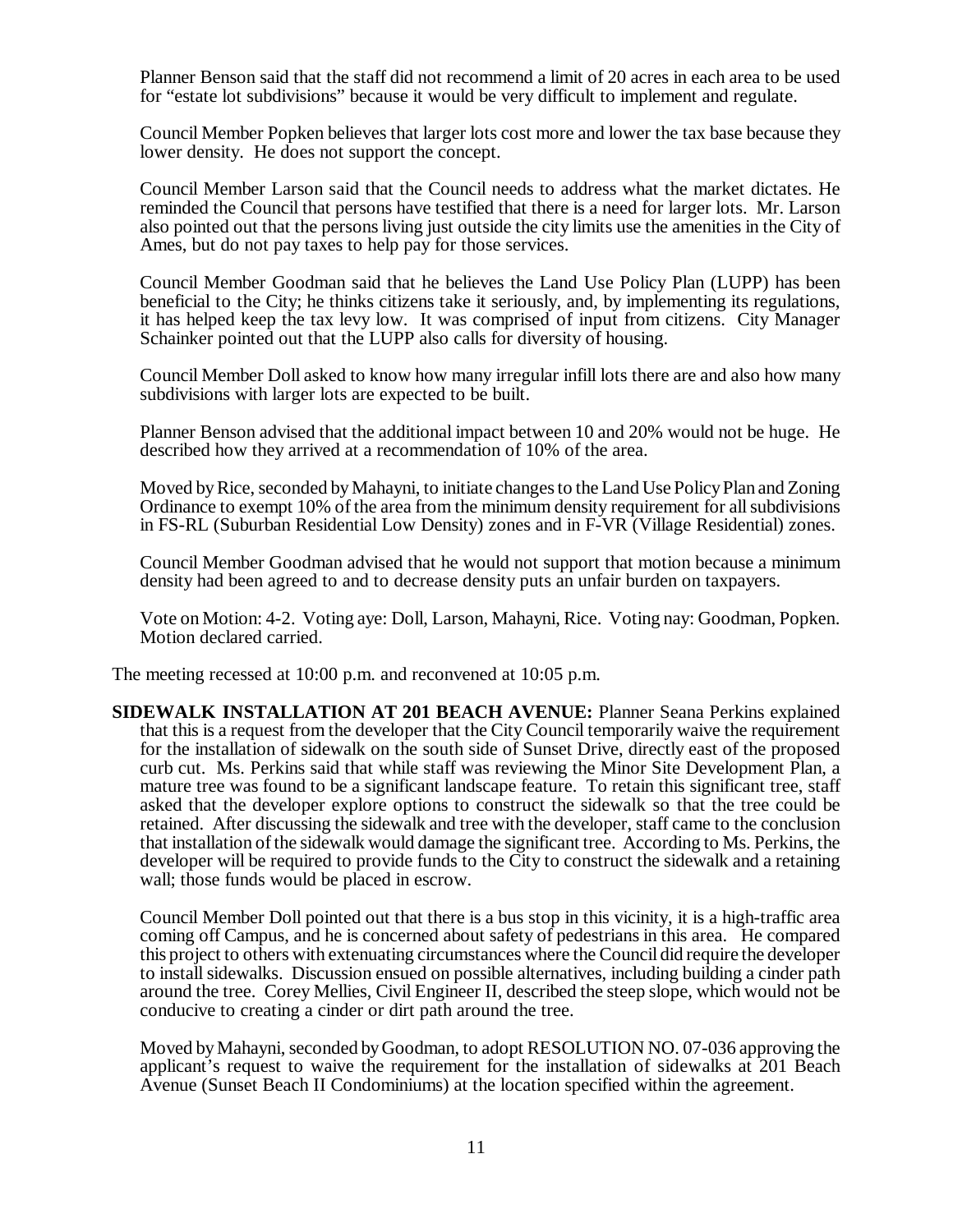Planner Benson said that the staff did not recommend a limit of 20 acres in each area to be used for "estate lot subdivisions" because it would be very difficult to implement and regulate.

Council Member Popken believes that larger lots cost more and lower the tax base because they lower density. He does not support the concept.

Council Member Larson said that the Council needs to address what the market dictates. He reminded the Council that persons have testified that there is a need for larger lots. Mr. Larson also pointed out that the persons living just outside the city limits use the amenities in the City of Ames, but do not pay taxes to help pay for those services.

Council Member Goodman said that he believes the Land Use Policy Plan (LUPP) has been beneficial to the City; he thinks citizens take it seriously, and, by implementing its regulations, it has helped keep the tax levy low. It was comprised of input from citizens. City Manager Schainker pointed out that the LUPP also calls for diversity of housing.

Council Member Doll asked to know how many irregular infill lots there are and also how many subdivisions with larger lots are expected to be built.

Planner Benson advised that the additional impact between 10 and 20% would not be huge. He described how they arrived at a recommendation of 10% of the area.

Moved by Rice, seconded by Mahayni, to initiate changes to the Land Use Policy Plan and Zoning Ordinance to exempt 10% of the area from the minimum density requirement for all subdivisions in FS-RL (Suburban Residential Low Density) zones and in F-VR (Village Residential) zones.

Council Member Goodman advised that he would not support that motion because a minimum density had been agreed to and to decrease density puts an unfair burden on taxpayers.

Vote on Motion: 4-2. Voting aye: Doll, Larson, Mahayni, Rice. Voting nay: Goodman, Popken. Motion declared carried.

The meeting recessed at 10:00 p.m. and reconvened at 10:05 p.m.

**SIDEWALK INSTALLATION AT 201 BEACH AVENUE:** Planner Seana Perkins explained that this is a request from the developer that the City Council temporarily waive the requirement for the installation of sidewalk on the south side of Sunset Drive, directly east of the proposed curb cut. Ms. Perkins said that while staff was reviewing the Minor Site Development Plan, a mature tree was found to be a significant landscape feature. To retain this significant tree, staff asked that the developer explore options to construct the sidewalk so that the tree could be retained. After discussing the sidewalk and tree with the developer, staff came to the conclusion that installation of the sidewalk would damage the significant tree. According to Ms. Perkins, the developer will be required to provide funds to the City to construct the sidewalk and a retaining wall; those funds would be placed in escrow.

Council Member Doll pointed out that there is a bus stop in this vicinity, it is a high-traffic area coming off Campus, and he is concerned about safety of pedestrians in this area. He compared this project to others with extenuating circumstances where the Council did require the developer to install sidewalks. Discussion ensued on possible alternatives, including building a cinder path around the tree. Corey Mellies, Civil Engineer II, described the steep slope, which would not be conducive to creating a cinder or dirt path around the tree.

Moved by Mahayni, seconded by Goodman, to adopt RESOLUTION NO. 07-036 approving the applicant's request to waive the requirement for the installation of sidewalks at 201 Beach Avenue (Sunset Beach II Condominiums) at the location specified within the agreement.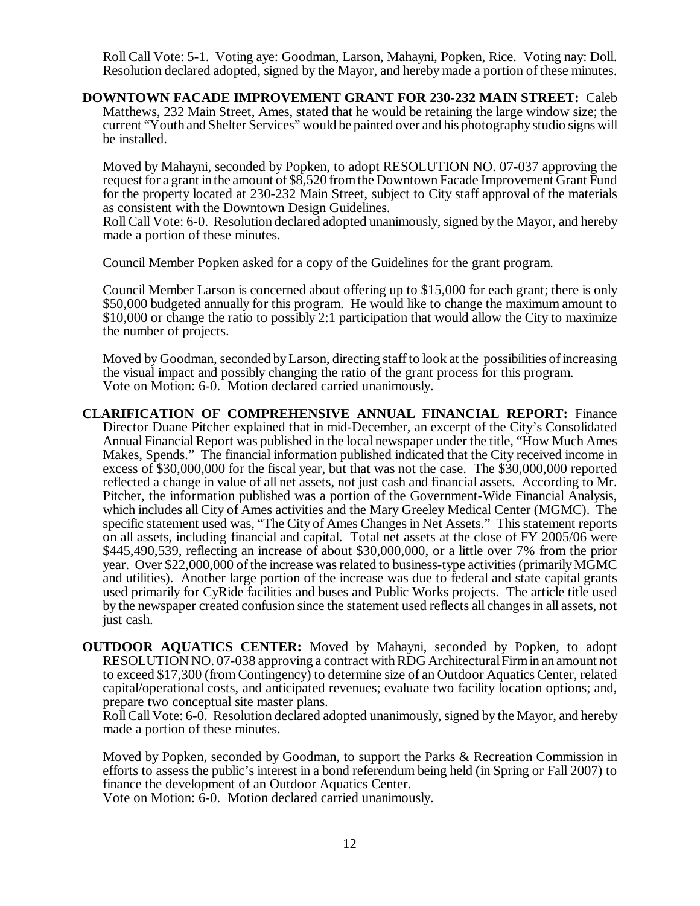Roll Call Vote: 5-1. Voting aye: Goodman, Larson, Mahayni, Popken, Rice. Voting nay: Doll. Resolution declared adopted, signed by the Mayor, and hereby made a portion of these minutes.

**DOWNTOWN FACADE IMPROVEMENT GRANT FOR 230-232 MAIN STREET:** Caleb Matthews, 232 Main Street, Ames, stated that he would be retaining the large window size; the current "Youth and Shelter Services" would be painted over and his photography studio signs will be installed.

Moved by Mahayni, seconded by Popken, to adopt RESOLUTION NO. 07-037 approving the request for a grant in the amount of $8,520 from the Downtown Facade Improvement Grant Fund for the property located at 230-232 Main Street, subject to City staff approval of the materials as consistent with the Downtown Design Guidelines.
Roll Call Vote: 6-0. Resolution declared adopted unanimously, signed by the Mayor, and hereby made a portion of these minutes.

Council Member Popken asked for a copy of the Guidelines for the grant program.

Council Member Larson is concerned about offering up to $15,000 for each grant; there is only $50,000 budgeted annually for this program. He would like to change the maximum amount to $10,000 or change the ratio to possibly 2:1 participation that would allow the City to maximize the number of projects.

Moved by Goodman, seconded by Larson, directing staff to look at the possibilities of increasing the visual impact and possibly changing the ratio of the grant process for this program.
Vote on Motion: 6-0. Motion declared carried unanimously.

**CLARIFICATION OF COMPREHENSIVE ANNUAL FINANCIAL REPORT:** Finance Director Duane Pitcher explained that in mid-December, an excerpt of the City's Consolidated Annual Financial Report was published in the local newspaper under the title, "How Much Ames Makes, Spends." The financial information published indicated that the City received income in excess of $30,000,000 for the fiscal year, but that was not the case. The $30,000,000 reported reflected a change in value of all net assets, not just cash and financial assets. According to Mr. Pitcher, the information published was a portion of the Government-Wide Financial Analysis, which includes all City of Ames activities and the Mary Greeley Medical Center (MGMC). The specific statement used was, "The City of Ames Changes in Net Assets." This statement reports on all assets, including financial and capital. Total net assets at the close of FY 2005/06 were $445,490,539, reflecting an increase of about $30,000,000, or a little over 7% from the prior year. Over $22,000,000 of the increase was related to business-type activities (primarily MGMC and utilities). Another large portion of the increase was due to federal and state capital grants used primarily for CyRide facilities and buses and Public Works projects. The article title used by the newspaper created confusion since the statement used reflects all changes in all assets, not just cash.

**OUTDOOR AQUATICS CENTER:** Moved by Mahayni, seconded by Popken, to adopt RESOLUTION NO. 07-038 approving a contract with RDG Architectural Firm in an amount not to exceed $17,300 (from Contingency) to determine size of an Outdoor Aquatics Center, related capital/operational costs, and anticipated revenues; evaluate two facility location options; and, prepare two conceptual site master plans.
Roll Call Vote: 6-0. Resolution declared adopted unanimously, signed by the Mayor, and hereby made a portion of these minutes.

Moved by Popken, seconded by Goodman, to support the Parks & Recreation Commission in efforts to assess the public's interest in a bond referendum being held (in Spring or Fall 2007) to finance the development of an Outdoor Aquatics Center.
Vote on Motion: 6-0. Motion declared carried unanimously.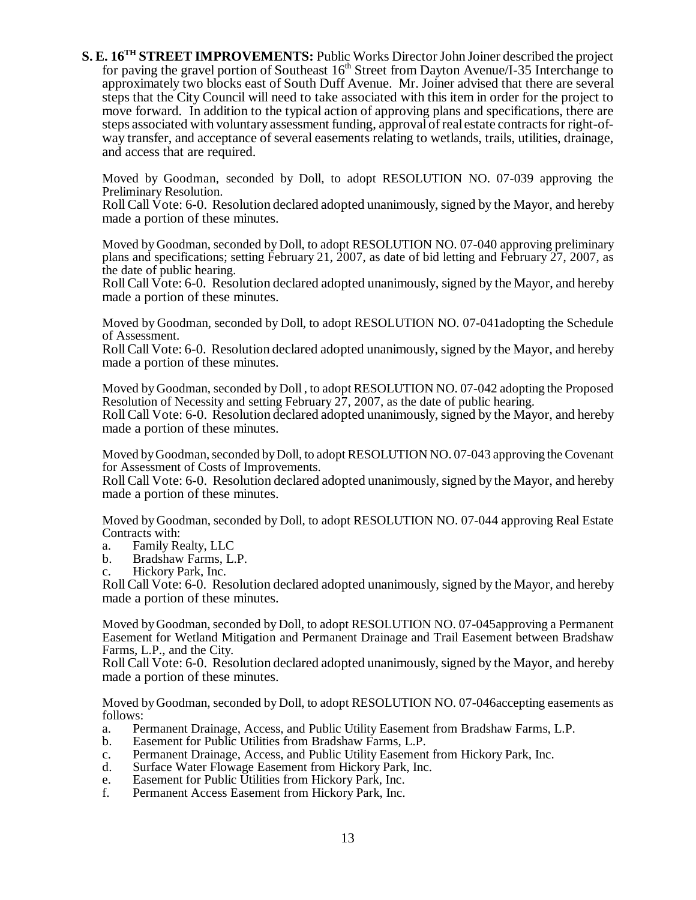**S. E. 16TH STREET IMPROVEMENTS:** Public Works Director John Joiner described the project for paving the gravel portion of Southeast 16th Street from Dayton Avenue/I-35 Interchange to approximately two blocks east of South Duff Avenue. Mr. Joiner advised that there are several steps that the City Council will need to take associated with this item in order for the project to move forward. In addition to the typical action of approving plans and specifications, there are steps associated with voluntary assessment funding, approval of real estate contracts for right-of-way transfer, and acceptance of several easements relating to wetlands, trails, utilities, drainage, and access that are required.

Moved by Goodman, seconded by Doll, to adopt RESOLUTION NO. 07-039 approving the Preliminary Resolution.
Roll Call Vote: 6-0. Resolution declared adopted unanimously, signed by the Mayor, and hereby made a portion of these minutes.

Moved by Goodman, seconded by Doll, to adopt RESOLUTION NO. 07-040 approving preliminary plans and specifications; setting February 21, 2007, as date of bid letting and February 27, 2007, as the date of public hearing.
Roll Call Vote: 6-0. Resolution declared adopted unanimously, signed by the Mayor, and hereby made a portion of these minutes.

Moved by Goodman, seconded by Doll, to adopt RESOLUTION NO. 07-041adopting the Schedule of Assessment.
Roll Call Vote: 6-0. Resolution declared adopted unanimously, signed by the Mayor, and hereby made a portion of these minutes.

Moved by Goodman, seconded by Doll , to adopt RESOLUTION NO. 07-042 adopting the Proposed Resolution of Necessity and setting February 27, 2007, as the date of public hearing.
Roll Call Vote: 6-0. Resolution declared adopted unanimously, signed by the Mayor, and hereby made a portion of these minutes.

Moved by Goodman, seconded by Doll, to adopt RESOLUTION NO. 07-043 approving the Covenant for Assessment of Costs of Improvements.
Roll Call Vote: 6-0. Resolution declared adopted unanimously, signed by the Mayor, and hereby made a portion of these minutes.

Moved by Goodman, seconded by Doll, to adopt RESOLUTION NO. 07-044 approving Real Estate Contracts with:

a. Family Realty, LLC
b. Bradshaw Farms, L.P.
c. Hickory Park, Inc.

Roll Call Vote: 6-0. Resolution declared adopted unanimously, signed by the Mayor, and hereby made a portion of these minutes.

Moved by Goodman, seconded by Doll, to adopt RESOLUTION NO. 07-045approving a Permanent Easement for Wetland Mitigation and Permanent Drainage and Trail Easement between Bradshaw Farms, L.P., and the City.
Roll Call Vote: 6-0. Resolution declared adopted unanimously, signed by the Mayor, and hereby made a portion of these minutes.

Moved by Goodman, seconded by Doll, to adopt RESOLUTION NO. 07-046accepting easements as follows:

a. Permanent Drainage, Access, and Public Utility Easement from Bradshaw Farms, L.P.
b. Easement for Public Utilities from Bradshaw Farms, L.P.
c. Permanent Drainage, Access, and Public Utility Easement from Hickory Park, Inc.
d. Surface Water Flowage Easement from Hickory Park, Inc.
e. Easement for Public Utilities from Hickory Park, Inc.
f. Permanent Access Easement from Hickory Park, Inc.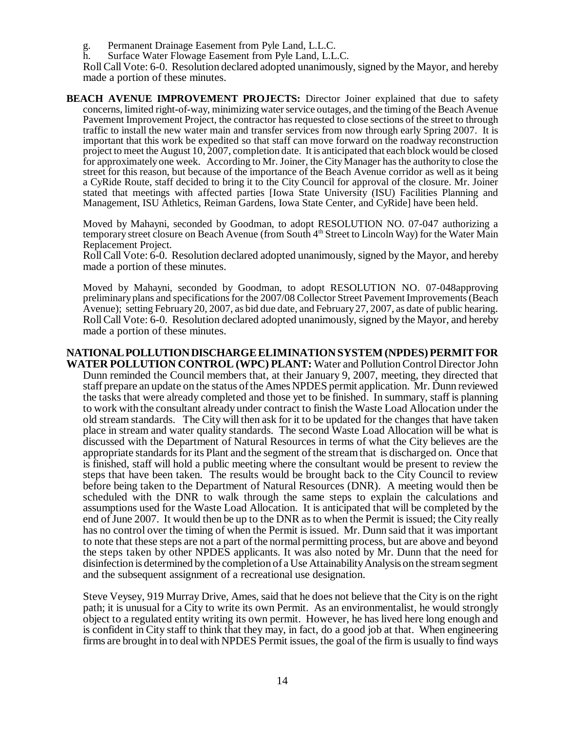g. Permanent Drainage Easement from Pyle Land, L.L.C.
h. Surface Water Flowage Easement from Pyle Land, L.L.C.

Roll Call Vote: 6-0. Resolution declared adopted unanimously, signed by the Mayor, and hereby made a portion of these minutes.

**BEACH AVENUE IMPROVEMENT PROJECTS:** Director Joiner explained that due to safety concerns, limited right-of-way, minimizing water service outages, and the timing of the Beach Avenue Pavement Improvement Project, the contractor has requested to close sections of the street to through traffic to install the new water main and transfer services from now through early Spring 2007. It is important that this work be expedited so that staff can move forward on the roadway reconstruction project to meet the August 10, 2007, completion date. It is anticipated that each block would be closed for approximately one week. According to Mr. Joiner, the City Manager has the authority to close the street for this reason, but because of the importance of the Beach Avenue corridor as well as it being a CyRide Route, staff decided to bring it to the City Council for approval of the closure. Mr. Joiner stated that meetings with affected parties [Iowa State University (ISU) Facilities Planning and Management, ISU Athletics, Reiman Gardens, Iowa State Center, and CyRide] have been held.

Moved by Mahayni, seconded by Goodman, to adopt RESOLUTION NO. 07-047 authorizing a temporary street closure on Beach Avenue (from South 4th Street to Lincoln Way) for the Water Main Replacement Project.

Roll Call Vote: 6-0. Resolution declared adopted unanimously, signed by the Mayor, and hereby made a portion of these minutes.

Moved by Mahayni, seconded by Goodman, to adopt RESOLUTION NO. 07-048approving preliminary plans and specifications for the 2007/08 Collector Street Pavement Improvements (Beach Avenue); setting February 20, 2007, as bid due date, and February 27, 2007, as date of public hearing.

Roll Call Vote: 6-0. Resolution declared adopted unanimously, signed by the Mayor, and hereby made a portion of these minutes.

**NATIONAL POLLUTION DISCHARGE ELIMINATION SYSTEM (NPDES) PERMIT FOR WATER POLLUTION CONTROL (WPC) PLANT:** Water and Pollution Control Director John Dunn reminded the Council members that, at their January 9, 2007, meeting, they directed that staff prepare an update on the status of the Ames NPDES permit application. Mr. Dunn reviewed the tasks that were already completed and those yet to be finished. In summary, staff is planning to work with the consultant already under contract to finish the Waste Load Allocation under the old stream standards. The City will then ask for it to be updated for the changes that have taken place in stream and water quality standards. The second Waste Load Allocation will be what is discussed with the Department of Natural Resources in terms of what the City believes are the appropriate standards for its Plant and the segment of the stream that is discharged on. Once that is finished, staff will hold a public meeting where the consultant would be present to review the steps that have been taken. The results would be brought back to the City Council to review before being taken to the Department of Natural Resources (DNR). A meeting would then be scheduled with the DNR to walk through the same steps to explain the calculations and assumptions used for the Waste Load Allocation. It is anticipated that will be completed by the end of June 2007. It would then be up to the DNR as to when the Permit is issued; the City really has no control over the timing of when the Permit is issued. Mr. Dunn said that it was important to note that these steps are not a part of the normal permitting process, but are above and beyond the steps taken by other NPDES applicants. It was also noted by Mr. Dunn that the need for disinfection is determined by the completion of a Use Attainability Analysis on the stream segment and the subsequent assignment of a recreational use designation.

Steve Veysey, 919 Murray Drive, Ames, said that he does not believe that the City is on the right path; it is unusual for a City to write its own Permit. As an environmentalist, he would strongly object to a regulated entity writing its own permit. However, he has lived here long enough and is confident in City staff to think that they may, in fact, do a good job at that. When engineering firms are brought in to deal with NPDES Permit issues, the goal of the firm is usually to find ways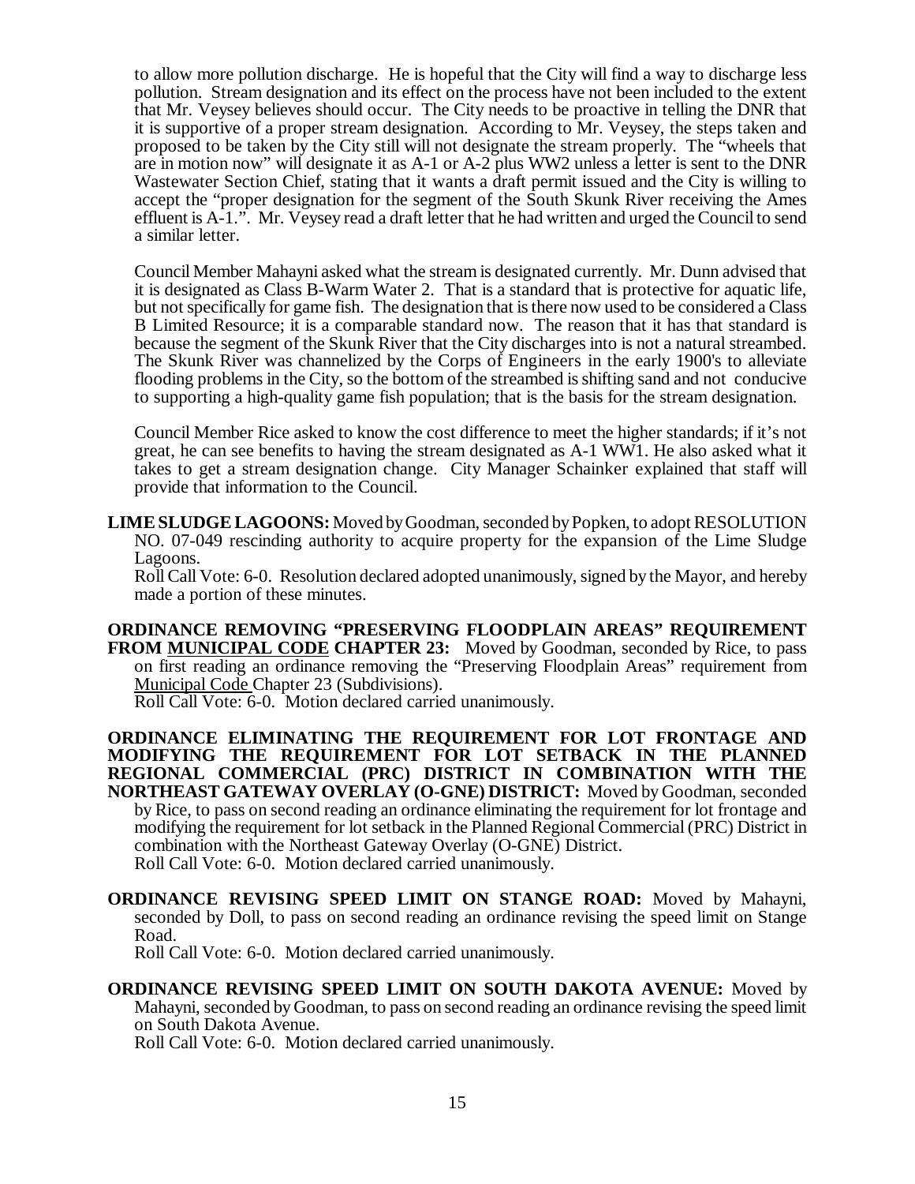to allow more pollution discharge. He is hopeful that the City will find a way to discharge less pollution. Stream designation and its effect on the process have not been included to the extent that Mr. Veysey believes should occur. The City needs to be proactive in telling the DNR that it is supportive of a proper stream designation. According to Mr. Veysey, the steps taken and proposed to be taken by the City still will not designate the stream properly. The "wheels that are in motion now" will designate it as A-1 or A-2 plus WW2 unless a letter is sent to the DNR Wastewater Section Chief, stating that it wants a draft permit issued and the City is willing to accept the "proper designation for the segment of the South Skunk River receiving the Ames effluent is A-1.". Mr. Veysey read a draft letter that he had written and urged the Council to send a similar letter.

Council Member Mahayni asked what the stream is designated currently. Mr. Dunn advised that it is designated as Class B-Warm Water 2. That is a standard that is protective for aquatic life, but not specifically for game fish. The designation that is there now used to be considered a Class B Limited Resource; it is a comparable standard now. The reason that it has that standard is because the segment of the Skunk River that the City discharges into is not a natural streambed. The Skunk River was channelized by the Corps of Engineers in the early 1900's to alleviate flooding problems in the City, so the bottom of the streambed is shifting sand and not conducive to supporting a high-quality game fish population; that is the basis for the stream designation.

Council Member Rice asked to know the cost difference to meet the higher standards; if it's not great, he can see benefits to having the stream designated as A-1 WW1. He also asked what it takes to get a stream designation change. City Manager Schainker explained that staff will provide that information to the Council.

**LIME SLUDGE LAGOONS:** Moved by Goodman, seconded by Popken, to adopt RESOLUTION NO. 07-049 rescinding authority to acquire property for the expansion of the Lime Sludge Lagoons.

Roll Call Vote: 6-0. Resolution declared adopted unanimously, signed by the Mayor, and hereby made a portion of these minutes.

**ORDINANCE REMOVING "PRESERVING FLOODPLAIN AREAS" REQUIREMENT FROM MUNICIPAL CODE CHAPTER 23:** Moved by Goodman, seconded by Rice, to pass on first reading an ordinance removing the "Preserving Floodplain Areas" requirement from Municipal Code Chapter 23 (Subdivisions).

Roll Call Vote: 6-0. Motion declared carried unanimously.

**ORDINANCE ELIMINATING THE REQUIREMENT FOR LOT FRONTAGE AND MODIFYING THE REQUIREMENT FOR LOT SETBACK IN THE PLANNED REGIONAL COMMERCIAL (PRC) DISTRICT IN COMBINATION WITH THE NORTHEAST GATEWAY OVERLAY (O-GNE) DISTRICT:** Moved by Goodman, seconded by Rice, to pass on second reading an ordinance eliminating the requirement for lot frontage and modifying the requirement for lot setback in the Planned Regional Commercial (PRC) District in combination with the Northeast Gateway Overlay (O-GNE) District.

Roll Call Vote: 6-0. Motion declared carried unanimously.

**ORDINANCE REVISING SPEED LIMIT ON STANGE ROAD:** Moved by Mahayni, seconded by Doll, to pass on second reading an ordinance revising the speed limit on Stange Road.

Roll Call Vote: 6-0. Motion declared carried unanimously.

**ORDINANCE REVISING SPEED LIMIT ON SOUTH DAKOTA AVENUE:** Moved by Mahayni, seconded by Goodman, to pass on second reading an ordinance revising the speed limit on South Dakota Avenue.

Roll Call Vote: 6-0. Motion declared carried unanimously.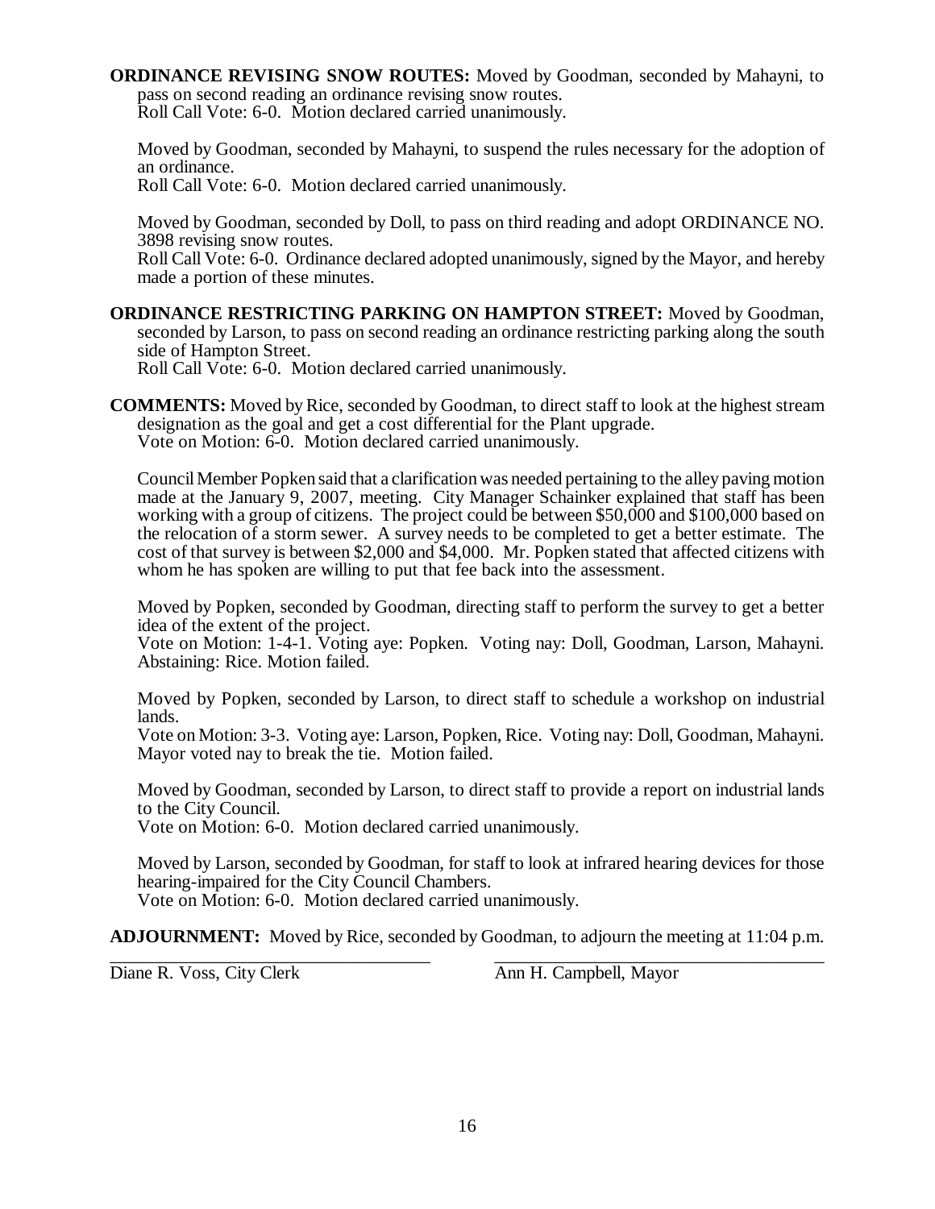**ORDINANCE REVISING SNOW ROUTES:** Moved by Goodman, seconded by Mahayni, to pass on second reading an ordinance revising snow routes.
Roll Call Vote: 6-0. Motion declared carried unanimously.

Moved by Goodman, seconded by Mahayni, to suspend the rules necessary for the adoption of an ordinance.
Roll Call Vote: 6-0. Motion declared carried unanimously.

Moved by Goodman, seconded by Doll, to pass on third reading and adopt ORDINANCE NO. 3898 revising snow routes.
Roll Call Vote: 6-0. Ordinance declared adopted unanimously, signed by the Mayor, and hereby made a portion of these minutes.

**ORDINANCE RESTRICTING PARKING ON HAMPTON STREET:** Moved by Goodman, seconded by Larson, to pass on second reading an ordinance restricting parking along the south side of Hampton Street.
Roll Call Vote: 6-0. Motion declared carried unanimously.

**COMMENTS:** Moved by Rice, seconded by Goodman, to direct staff to look at the highest stream designation as the goal and get a cost differential for the Plant upgrade.
Vote on Motion: 6-0. Motion declared carried unanimously.

Council Member Popken said that a clarification was needed pertaining to the alley paving motion made at the January 9, 2007, meeting. City Manager Schainker explained that staff has been working with a group of citizens. The project could be between $50,000 and $100,000 based on the relocation of a storm sewer. A survey needs to be completed to get a better estimate. The cost of that survey is between $2,000 and $4,000. Mr. Popken stated that affected citizens with whom he has spoken are willing to put that fee back into the assessment.

Moved by Popken, seconded by Goodman, directing staff to perform the survey to get a better idea of the extent of the project.
Vote on Motion: 1-4-1. Voting aye: Popken. Voting nay: Doll, Goodman, Larson, Mahayni. Abstaining: Rice. Motion failed.

Moved by Popken, seconded by Larson, to direct staff to schedule a workshop on industrial lands.
Vote on Motion: 3-3. Voting aye: Larson, Popken, Rice. Voting nay: Doll, Goodman, Mahayni. Mayor voted nay to break the tie. Motion failed.

Moved by Goodman, seconded by Larson, to direct staff to provide a report on industrial lands to the City Council.
Vote on Motion: 6-0. Motion declared carried unanimously.

Moved by Larson, seconded by Goodman, for staff to look at infrared hearing devices for those hearing-impaired for the City Council Chambers.
Vote on Motion: 6-0. Motion declared carried unanimously.

**ADJOURNMENT:** Moved by Rice, seconded by Goodman, to adjourn the meeting at 11:04 p.m.

\_\_\_\_\_\_\_\_\_\_\_\_\_\_\_\_\_\_\_\_\_\_\_\_\_\_\_\_\_\_\_\_\_\_\_\_ \_\_\_\_\_\_\_\_\_\_\_\_\_\_\_\_\_\_\_\_\_\_\_\_\_\_\_\_\_\_\_\_\_\_\_\_

Diane R. Voss, City Clerk          Ann H. Campbell, Mayor